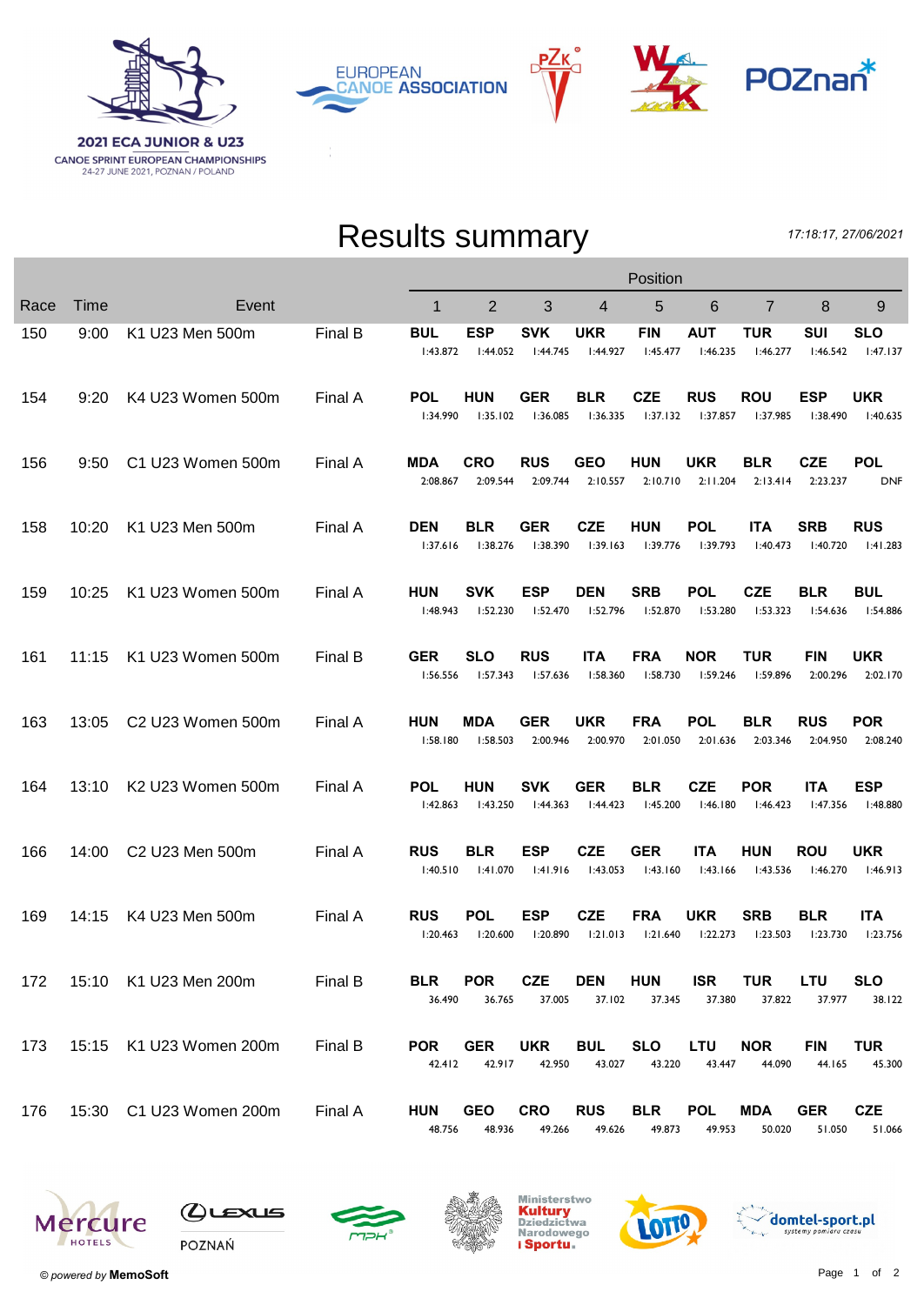2021 ECA JUNIOR & U23
CANOE SPRINT EUROPEAN CHAMPIONSHIPS
24-27 JUNE 2021, POZNAN / POLAND

# Results summary

*17:18:17, 27/06/2021*

| Race | Time | Event | | Position 1 | 2 | 3 | 4 | 5 | 6 | 7 | 8 | 9 |
|---|---|---|---|---|---|---|---|---|---|---|---|---|
| 150 | 9:00 | K1 U23 Men 500m | Final B | **BUL** 1:43.872 | **ESP** 1:44.052 | **SVK** 1:44.745 | **UKR** 1:44.927 | **FIN** 1:45.477 | **AUT** 1:46.235 | **TUR** 1:46.277 | **SUI** 1:46.542 | **SLO** 1:47.137 |
| 154 | 9:20 | K4 U23 Women 500m | Final A | **POL** 1:34.990 | **HUN** 1:35.102 | **GER** 1:36.085 | **BLR** 1:36.335 | **CZE** 1:37.132 | **RUS** 1:37.857 | **ROU** 1:37.985 | **ESP** 1:38.490 | **UKR** 1:40.635 |
| 156 | 9:50 | C1 U23 Women 500m | Final A | **MDA** 2:08.867 | **CRO** 2:09.544 | **RUS** 2:09.744 | **GEO** 2:10.557 | **HUN** 2:10.710 | **UKR** 2:11.204 | **BLR** 2:13.414 | **CZE** 2:23.237 | **POL** DNF |
| 158 | 10:20 | K1 U23 Men 500m | Final A | **DEN** 1:37.616 | **BLR** 1:38.276 | **GER** 1:38.390 | **CZE** 1:39.163 | **HUN** 1:39.776 | **POL** 1:39.793 | **ITA** 1:40.473 | **SRB** 1:40.720 | **RUS** 1:41.283 |
| 159 | 10:25 | K1 U23 Women 500m | Final A | **HUN** 1:48.943 | **SVK** 1:52.230 | **ESP** 1:52.470 | **DEN** 1:52.796 | **SRB** 1:52.870 | **POL** 1:53.280 | **CZE** 1:53.323 | **BLR** 1:54.636 | **BUL** 1:54.886 |
| 161 | 11:15 | K1 U23 Women 500m | Final B | **GER** 1:56.556 | **SLO** 1:57.343 | **RUS** 1:57.636 | **ITA** 1:58.360 | **FRA** 1:58.730 | **NOR** 1:59.246 | **TUR** 1:59.896 | **FIN** 2:00.296 | **UKR** 2:02.170 |
| 163 | 13:05 | C2 U23 Women 500m | Final A | **HUN** 1:58.180 | **MDA** 1:58.503 | **GER** 2:00.946 | **UKR** 2:00.970 | **FRA** 2:01.050 | **POL** 2:01.636 | **BLR** 2:03.346 | **RUS** 2:04.950 | **POR** 2:08.240 |
| 164 | 13:10 | K2 U23 Women 500m | Final A | **POL** 1:42.863 | **HUN** 1:43.250 | **SVK** 1:44.363 | **GER** 1:44.423 | **BLR** 1:45.200 | **CZE** 1:46.180 | **POR** 1:46.423 | **ITA** 1:47.356 | **ESP** 1:48.880 |
| 166 | 14:00 | C2 U23 Men 500m | Final A | **RUS** 1:40.510 | **BLR** 1:41.070 | **ESP** 1:41.916 | **CZE** 1:43.053 | **GER** 1:43.160 | **ITA** 1:43.166 | **HUN** 1:43.536 | **ROU** 1:46.270 | **UKR** 1:46.913 |
| 169 | 14:15 | K4 U23 Men 500m | Final A | **RUS** 1:20.463 | **POL** 1:20.600 | **ESP** 1:20.890 | **CZE** 1:21.013 | **FRA** 1:21.640 | **UKR** 1:22.273 | **SRB** 1:23.503 | **BLR** 1:23.730 | **ITA** 1:23.756 |
| 172 | 15:10 | K1 U23 Men 200m | Final B | **BLR** 36.490 | **POR** 36.765 | **CZE** 37.005 | **DEN** 37.102 | **HUN** 37.345 | **ISR** 37.380 | **TUR** 37.822 | **LTU** 37.977 | **SLO** 38.122 |
| 173 | 15:15 | K1 U23 Women 200m | Final B | **POR** 42.412 | **GER** 42.917 | **UKR** 42.950 | **BUL** 43.027 | **SLO** 43.220 | **LTU** 43.447 | **NOR** 44.090 | **FIN** 44.165 | **TUR** 45.300 |
| 176 | 15:30 | C1 U23 Women 200m | Final A | **HUN** 48.756 | **GEO** 48.936 | **CRO** 49.266 | **RUS** 49.626 | **BLR** 49.873 | **POL** 49.953 | **MDA** 50.020 | **GER** 51.050 | **CZE** 51.066 |

© powered by MemoSoft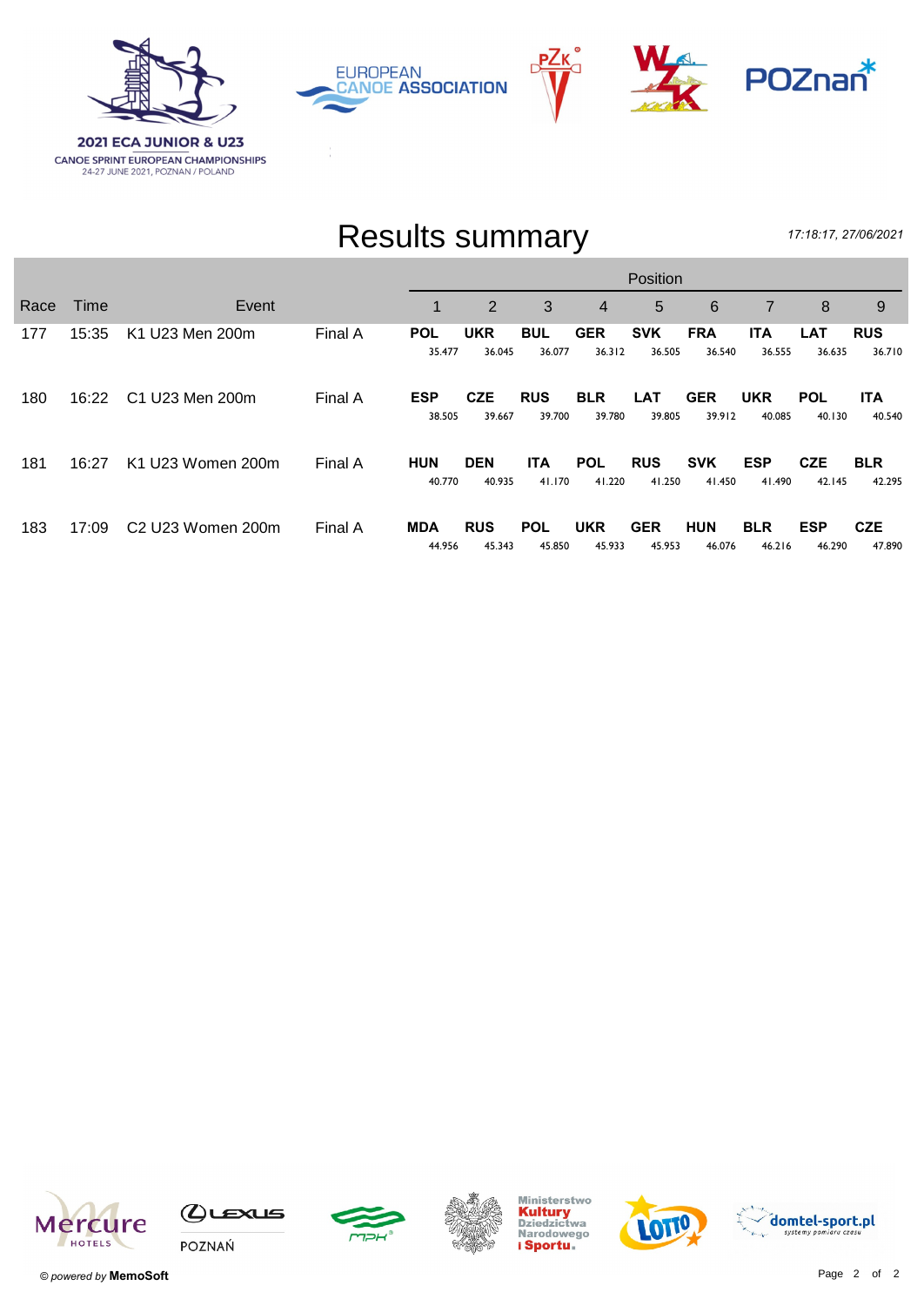2021 ECA JUNIOR & U23

CANOE SPRINT EUROPEAN CHAMPIONSHIPS

24-27 JUNE 2021, POZNAN / POLAND

# Results summary

*17:18:17, 27/06/2021*

| | | | | Position | | | | | | | | |
|---|---|---|---|---|---|---|---|---|---|---|---|---|
| Race | Time | Event | | 1 | 2 | 3 | 4 | 5 | 6 | 7 | 8 | 9 |
| 177 | 15:35 | K1 U23 Men 200m | Final A | **POL** 35.477 | **UKR** 36.045 | **BUL** 36.077 | **GER** 36.312 | **SVK** 36.505 | **FRA** 36.540 | **ITA** 36.555 | **LAT** 36.635 | **RUS** 36.710 |
| 180 | 16:22 | C1 U23 Men 200m | Final A | **ESP** 38.505 | **CZE** 39.667 | **RUS** 39.700 | **BLR** 39.780 | **LAT** 39.805 | **GER** 39.912 | **UKR** 40.085 | **POL** 40.130 | **ITA** 40.540 |
| 181 | 16:27 | K1 U23 Women 200m | Final A | **HUN** 40.770 | **DEN** 40.935 | **ITA** 41.170 | **POL** 41.220 | **RUS** 41.250 | **SVK** 41.450 | **ESP** 41.490 | **CZE** 42.145 | **BLR** 42.295 |
| 183 | 17:09 | C2 U23 Women 200m | Final A | **MDA** 44.956 | **RUS** 45.343 | **POL** 45.850 | **UKR** 45.933 | **GER** 45.953 | **HUN** 46.076 | **BLR** 46.216 | **ESP** 46.290 | **CZE** 47.890 |

© *powered by* **MemoSoft**